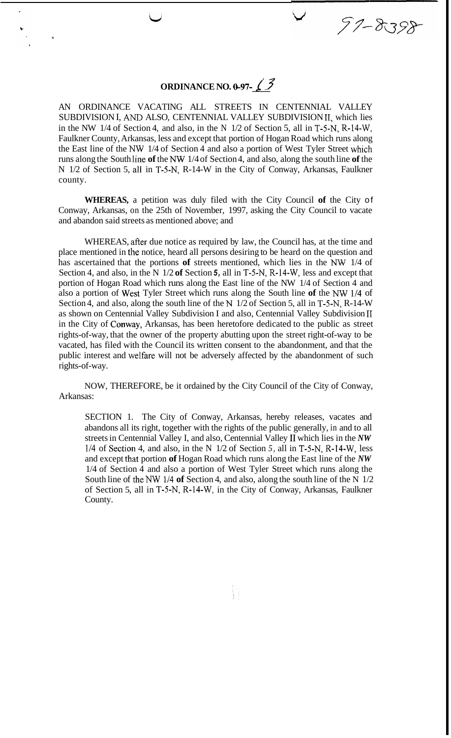97-8398

# ORDINANCE NO. 0-97-13

AN ORDINANCE VACATING ALL STREETS IN CENTENNIAL VALLEY SUBDIVISION I, AND ALSO, CENTENNIAL VALLEY SUBDIVISION II, which lies in the NW 1/4 of Section 4, and also, in the N 1/2 of Section 5, all in T-5-N, R-14-W, Faulkner County, Arkansas, less and except that portion of Hogan Road which runs along the East line of the NW 1/4 of Section 4 and also a portion of West Tyler Street which runs along the South line **of** the NW 1/4 of Section 4, and also, along the south line **of** the N 1/2 of Section 5, all in T-5-N, R-14-W in the City of Conway, Arkansas, Faulkner county.

**WHEREAS,** a petition was duly filed with the City Council **of** the City of Conway, Arkansas, on the 25th of November, 1997, asking the City Council to vacate and abandon said streets as mentioned above; and

WHEREAS, after due notice as required by law, the Council has, at the time and place mentioned in the notice, heard all persons desiring to be heard on the question and has ascertained that the portions **of** streets mentioned, which lies in the NW 1/4 of Section 4, and also, in the N 1/2 **of** Section ***5***, all in T-5-N, R-14-W, less and except that portion of Hogan Road which runs along the East line of the NW 1/4 of Section 4 and also a portion of West Tyler Street which runs along the South line **of** the NW 1/4 of Section 4, and also, along the south line of the N 1/2 of Section 5, all in T-5-N, R-14-W as shown on Centennial Valley Subdivision I and also, Centennial Valley Subdivision II in the City of Conway, Arkansas, has been heretofore dedicated to the public as street rights-of-way, that the owner of the property abutting upon the street right-of-way to be vacated, has filed with the Council its written consent to the abandonment, and that the public interest and welfare will not be adversely affected by the abandonment of such rights-of-way.

NOW, THEREFORE, be it ordained by the City Council of the City of Conway, Arkansas:

SECTION 1. The City of Conway, Arkansas, hereby releases, vacates and abandons all its right, together with the rights of the public generally, in and to all streets in Centennial Valley I, and also, Centennial Valley II which lies in the ***NW*** 1/4 of Section 4, and also, in the N 1/2 of Section *5*, all in T-5-N, R-14-W, less and except that portion **of** Hogan Road which runs along the East line of the ***NW*** 1/4 of Section 4 and also a portion of West Tyler Street which runs along the South line of the NW 1/4 **of** Section 4, and also, along the south line of the N 1/2 of Section 5, all in T-5-N, R-14-W, in the City of Conway, Arkansas, Faulkner County.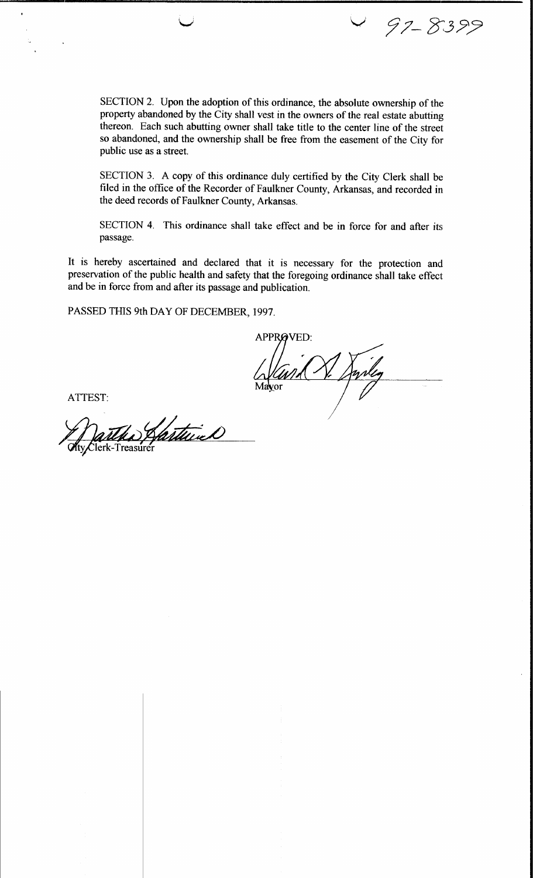97-8399

SECTION 2. Upon the adoption of this ordinance, the absolute ownership of the property abandoned by the City shall vest in the owners of the real estate abutting thereon. Each such abutting owner shall take title to the center line of the street so abandoned, and the ownership shall be free from the easement of the City for public use as a street.

SECTION 3. A copy of this ordinance duly certified by the City Clerk shall be filed in the office of the Recorder of Faulkner County, Arkansas, and recorded in the deed records of Faulkner County, Arkansas.

SECTION 4. This ordinance shall take effect and be in force for and after its passage.

It is hereby ascertained and declared that it is necessary for the protection and preservation of the public health and safety that the foregoing ordinance shall take effect and be in force from and after its passage and publication.

PASSED THIS 9th DAY OF DECEMBER, 1997.

APPROVED:

Mayor

ATTEST:

City Clerk-Treasurer